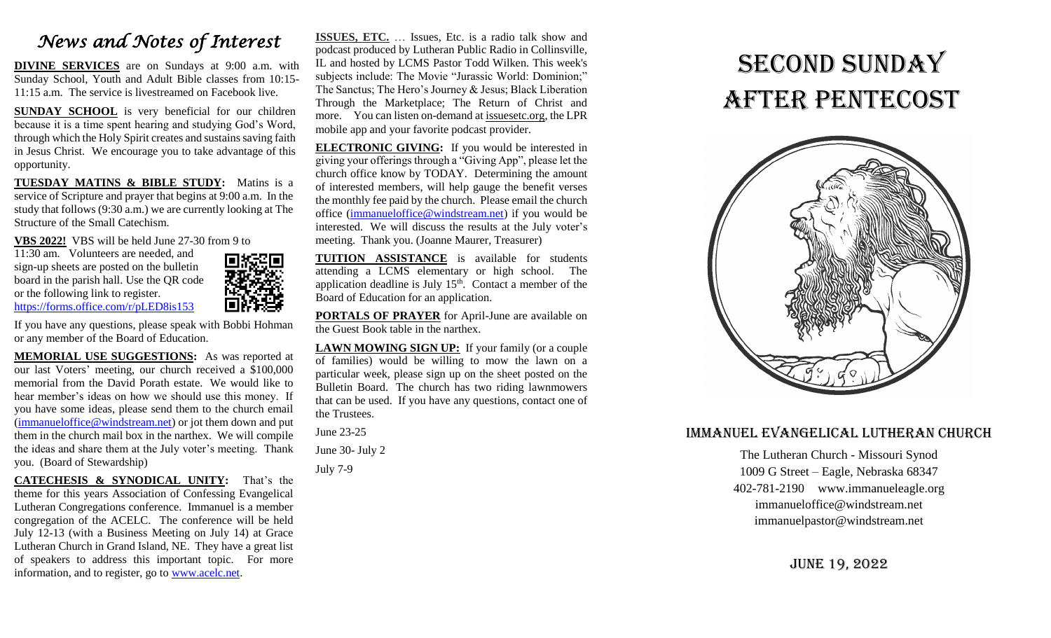# *News and Notes of Interest*

**DIVINE SERVICES** are on Sundays at 9:00 a.m. with Sunday School, Youth and Adult Bible classes from 10:15-11:15 a.m. The service is livestreamed on Facebook live.

**SUNDAY SCHOOL** is very beneficial for our children because it is a time spent hearing and studying God's Word, through which the Holy Spirit creates and sustains saving faith in Jesus Christ. We encourage you to take advantage of this opportunity.

**TUESDAY MATINS & BIBLE STUDY:** Matins is a service of Scripture and prayer that begins at 9:00 a.m. In the study that follows (9:30 a.m.) we are currently looking at The Structure of the Small Catechism.

**VBS 2022!** VBS will be held June 27-30 from 9 to 11:30 am. Volunteers are needed, and sign-up sheets are posted on the bulletin board in the parish hall. Use the QR code or the following link to register. https://forms.office.com/r/pLED8is153

If you have any questions, please speak with Bobbi Hohman or any member of the Board of Education.

**MEMORIAL USE SUGGESTIONS:** As was reported at our last Voters' meeting, our church received a $100,000 memorial from the David Porath estate. We would like to hear member's ideas on how we should use this money. If you have some ideas, please send them to the church email (immanueloffice@windstream.net) or jot them down and put them in the church mail box in the narthex. We will compile the ideas and share them at the July voter's meeting. Thank you. (Board of Stewardship)

**CATECHESIS & SYNODICAL UNITY:** That's the theme for this years Association of Confessing Evangelical Lutheran Congregations conference. Immanuel is a member congregation of the ACELC. The conference will be held July 12-13 (with a Business Meeting on July 14) at Grace Lutheran Church in Grand Island, NE. They have a great list of speakers to address this important topic. For more information, and to register, go to www.acelc.net.

**ISSUES, ETC.** … Issues, Etc. is a radio talk show and podcast produced by Lutheran Public Radio in Collinsville, IL and hosted by LCMS Pastor Todd Wilken. This week's subjects include: The Movie "Jurassic World: Dominion;" The Sanctus; The Hero's Journey & Jesus; Black Liberation Through the Marketplace; The Return of Christ and more. You can listen on-demand at issuesetc.org, the LPR mobile app and your favorite podcast provider.

**ELECTRONIC GIVING:** If you would be interested in giving your offerings through a "Giving App", please let the church office know by TODAY. Determining the amount of interested members, will help gauge the benefit verses the monthly fee paid by the church. Please email the church office (immanueloffice@windstream.net) if you would be interested. We will discuss the results at the July voter's meeting. Thank you. (Joanne Maurer, Treasurer)

**TUITION ASSISTANCE** is available for students attending a LCMS elementary or high school. The application deadline is July 15th. Contact a member of the Board of Education for an application.

**PORTALS OF PRAYER** for April-June are available on the Guest Book table in the narthex.

**LAWN MOWING SIGN UP:** If your family (or a couple of families) would be willing to mow the lawn on a particular week, please sign up on the sheet posted on the Bulletin Board. The church has two riding lawnmowers that can be used. If you have any questions, contact one of the Trustees.

June 23-25

June 30- July 2

July 7-9

# SECOND SUNDAY AFTER PENTECOST

## IMMANUEL EVANGELICAL LUTHERAN CHURCH

The Lutheran Church - Missouri Synod
1009 G Street – Eagle, Nebraska 68347
402-781-2190 www.immanueleagle.org
immanueloffice@windstream.net
immanuelpastor@windstream.net

JUNE 19, 2022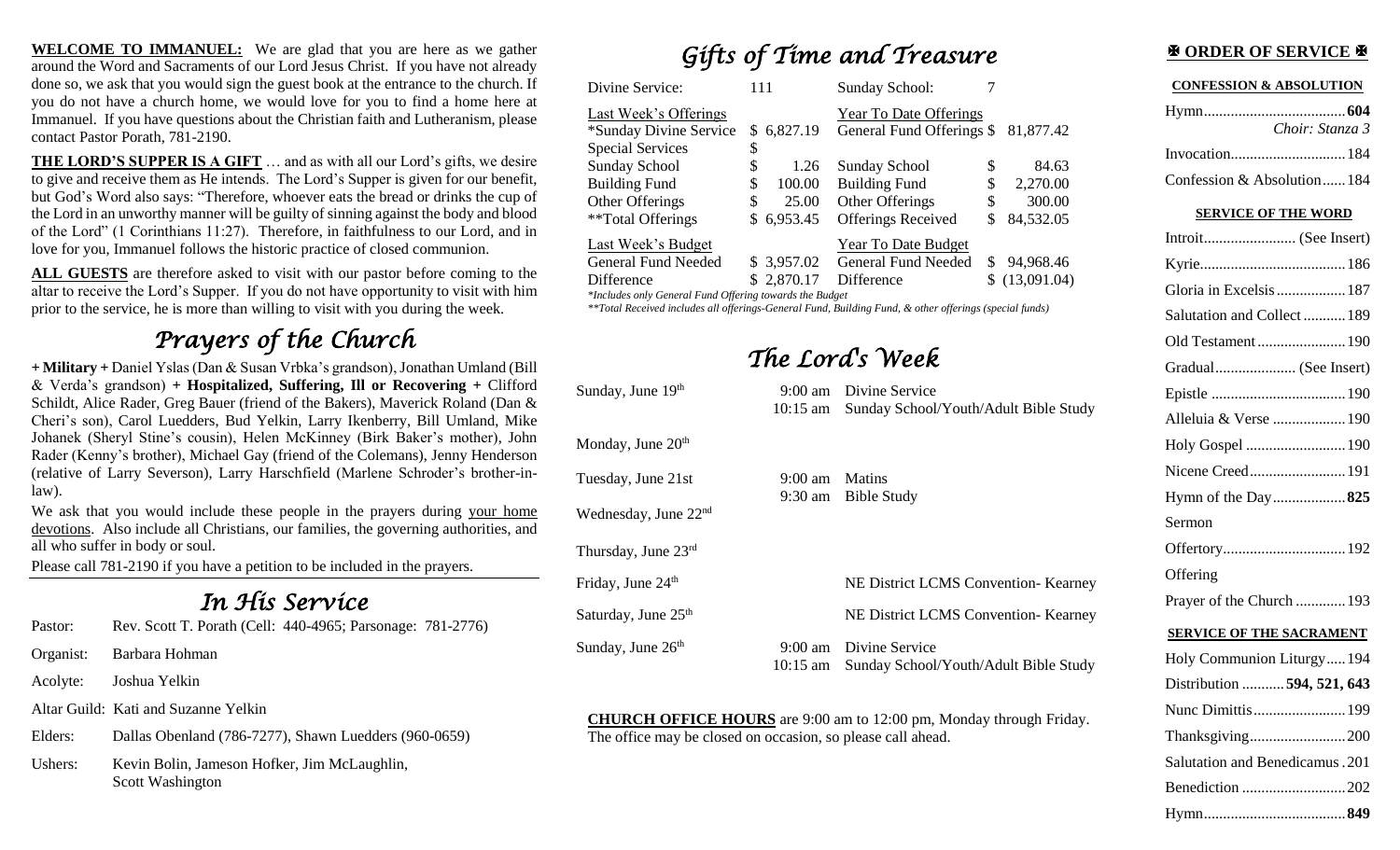**WELCOME TO IMMANUEL:** We are glad that you are here as we gather around the Word and Sacraments of our Lord Jesus Christ. If you have not already done so, we ask that you would sign the guest book at the entrance to the church. If you do not have a church home, we would love for you to find a home here at Immanuel. If you have questions about the Christian faith and Lutheranism, please contact Pastor Porath, 781-2190.

**THE LORD'S SUPPER IS A GIFT** … and as with all our Lord's gifts, we desire to give and receive them as He intends. The Lord's Supper is given for our benefit, but God's Word also says: "Therefore, whoever eats the bread or drinks the cup of the Lord in an unworthy manner will be guilty of sinning against the body and blood of the Lord" (1 Corinthians 11:27). Therefore, in faithfulness to our Lord, and in love for you, Immanuel follows the historic practice of closed communion.

**ALL GUESTS** are therefore asked to visit with our pastor before coming to the altar to receive the Lord's Supper. If you do not have opportunity to visit with him prior to the service, he is more than willing to visit with you during the week.

# *Prayers of the Church*

**+ Military +** Daniel Yslas (Dan & Susan Vrbka's grandson), Jonathan Umland (Bill & Verda's grandson) **+ Hospitalized, Suffering, Ill or Recovering +** Clifford Schildt, Alice Rader, Greg Bauer (friend of the Bakers), Maverick Roland (Dan & Cheri's son), Carol Luedders, Bud Yelkin, Larry Ikenberry, Bill Umland, Mike Johanek (Sheryl Stine's cousin), Helen McKinney (Birk Baker's mother), John Rader (Kenny's brother), Michael Gay (friend of the Colemans), Jenny Henderson (relative of Larry Severson), Larry Harschfield (Marlene Schroder's brother-in-law).

We ask that you would include these people in the prayers during your home devotions. Also include all Christians, our families, the governing authorities, and all who suffer in body or soul.

Please call 781-2190 if you have a petition to be included in the prayers.

# *In His Service*

| | |
|---|---|
| Pastor: | Rev. Scott T. Porath (Cell: 440-4965; Parsonage: 781-2776) |
| Organist: | Barbara Hohman |
| Acolyte: | Joshua Yelkin |
| Altar Guild: | Kati and Suzanne Yelkin |
| Elders: | Dallas Obenland (786-7277), Shawn Luedders (960-0659) |
| Ushers: | Kevin Bolin, Jameson Hofker, Jim McLaughlin, Scott Washington |

# *Gifts of Time and Treasure*

| | | | |
|---|---|---|---|
| Divine Service: | 111 | Sunday School: | 7 |
| Last Week's Offerings | | Year To Date Offerings | |
| *Sunday Divine Service | $ 6,827.19 | General Fund Offerings | $ 81,877.42 |
| Special Services | $ | | |
| Sunday School | $ 1.26 | Sunday School | $ 84.63 |
| Building Fund | $ 100.00 | Building Fund | $ 2,270.00 |
| Other Offerings | $ 25.00 | Other Offerings | $ 300.00 |
| **Total Offerings | $ 6,953.45 | Offerings Received | $ 84,532.05 |
| Last Week's Budget | | Year To Date Budget | |
| General Fund Needed | $ 3,957.02 | General Fund Needed | $ 94,968.46 |
| Difference | $ 2,870.17 | Difference | $ (13,091.04) |

*Includes only General Fund Offering towards the Budget
**Total Received includes all offerings-General Fund, Building Fund, & other offerings (special funds)

# *The Lord's Week*

| | | |
|---|---|---|
| Sunday, June 19th | 9:00 am<br>10:15 am | Divine Service<br>Sunday School/Youth/Adult Bible Study |
| Monday, June 20th | | |
| Tuesday, June 21st | 9:00 am<br>9:30 am | Matins<br>Bible Study |
| Wednesday, June 22nd | | |
| Thursday, June 23rd | | |
| Friday, June 24th | | NE District LCMS Convention- Kearney |
| Saturday, June 25th | | NE District LCMS Convention- Kearney |
| Sunday, June 26th | 9:00 am<br>10:15 am | Divine Service<br>Sunday School/Youth/Adult Bible Study |

**CHURCH OFFICE HOURS** are 9:00 am to 12:00 pm, Monday through Friday. The office may be closed on occasion, so please call ahead.

## ✠ ORDER OF SERVICE ✠

**CONFESSION & ABSOLUTION**

- Hymn.......**604** *Choir: Stanza 3*
- Invocation.......184
- Confession & Absolution.......184

**SERVICE OF THE WORD**

- Introit.......(See Insert)
- Kyrie.......186
- Gloria in Excelsis.......187
- Salutation and Collect.......189
- Old Testament.......190
- Gradual.......(See Insert)
- Epistle.......190
- Alleluia & Verse.......190
- Holy Gospel.......190
- Nicene Creed.......191
- Hymn of the Day.......**825**
- Sermon
- Offertory.......192
- Offering
- Prayer of the Church.......193

**SERVICE OF THE SACRAMENT**

- Holy Communion Liturgy.......194
- Distribution.......**594, 521, 643**
- Nunc Dimittis.......199
- Thanksgiving.......200
- Salutation and Benedicamus.......201
- Benediction.......202
- Hymn.......**849**